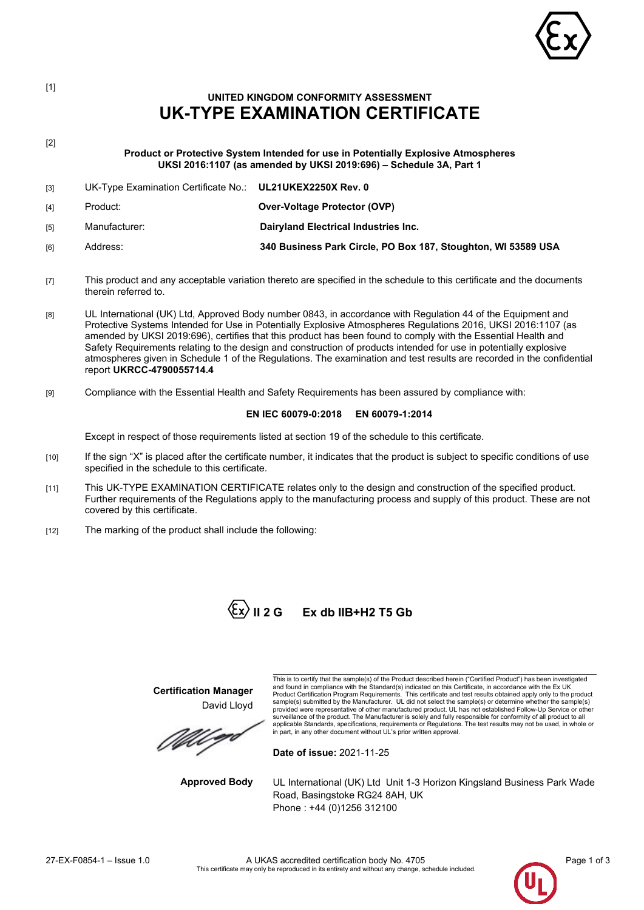[1]

# UNITED KINGDOM CONFORMITY ASSESSMENT

# UK-TYPE EXAMINATION CERTIFICATE

[2]

**Product or Protective System Intended for use in Potentially Explosive Atmospheres**
**UKSI 2016:1107 (as amended by UKSI 2019:696) – Schedule 3A, Part 1**

| | | |
|---|---|---|
| [3] | UK-Type Examination Certificate No.: | **UL21UKEX2250X Rev. 0** |
| [4] | Product: | **Over-Voltage Protector (OVP)** |
| [5] | Manufacturer: | **Dairyland Electrical Industries Inc.** |
| [6] | Address: | **340 Business Park Circle, PO Box 187, Stoughton, WI 53589 USA** |

[7] This product and any acceptable variation thereto are specified in the schedule to this certificate and the documents therein referred to.

[8] UL International (UK) Ltd, Approved Body number 0843, in accordance with Regulation 44 of the Equipment and Protective Systems Intended for Use in Potentially Explosive Atmospheres Regulations 2016, UKSI 2016:1107 (as amended by UKSI 2019:696), certifies that this product has been found to comply with the Essential Health and Safety Requirements relating to the design and construction of products intended for use in potentially explosive atmospheres given in Schedule 1 of the Regulations. The examination and test results are recorded in the confidential report **UKRCC-4790055714.4**

[9] Compliance with the Essential Health and Safety Requirements has been assured by compliance with:

**EN IEC 60079-0:2018 EN 60079-1:2014**

Except in respect of those requirements listed at section 19 of the schedule to this certificate.

[10] If the sign "X" is placed after the certificate number, it indicates that the product is subject to specific conditions of use specified in the schedule to this certificate.

[11] This UK-TYPE EXAMINATION CERTIFICATE relates only to the design and construction of the specified product. Further requirements of the Regulations apply to the manufacturing process and supply of this product. These are not covered by this certificate.

[12] The marking of the product shall include the following:

**Ex II 2 G Ex db IIB+H2 T5 Gb**

**Certification Manager**
David Lloyd

This is to certify that the sample(s) of the Product described herein ("Certified Product") has been investigated and found in compliance with the Standard(s) indicated on this Certificate, in accordance with the Ex UK Product Certification Program Requirements. This certificate and test results obtained apply only to the product sample(s) submitted by the Manufacturer. UL did not select the sample(s) or determine whether the sample(s) provided were representative of other manufactured product. UL has not established Follow-Up Service or other surveillance of the product. The Manufacturer is solely and fully responsible for conformity of all product to all applicable Standards, specifications, requirements or Regulations. The test results may not be used, in whole or in part, in any other document without UL's prior written approval.

**Date of issue:** 2021-11-25

**Approved Body** UL International (UK) Ltd Unit 1-3 Horizon Kingsland Business Park Wade Road, Basingstoke RG24 8AH, UK
Phone : +44 (0)1256 312100

27-EX-F0854-1 – Issue 1.0

A UKAS accredited certification body No. 4705
This certificate may only be reproduced in its entirety and without any change, schedule included.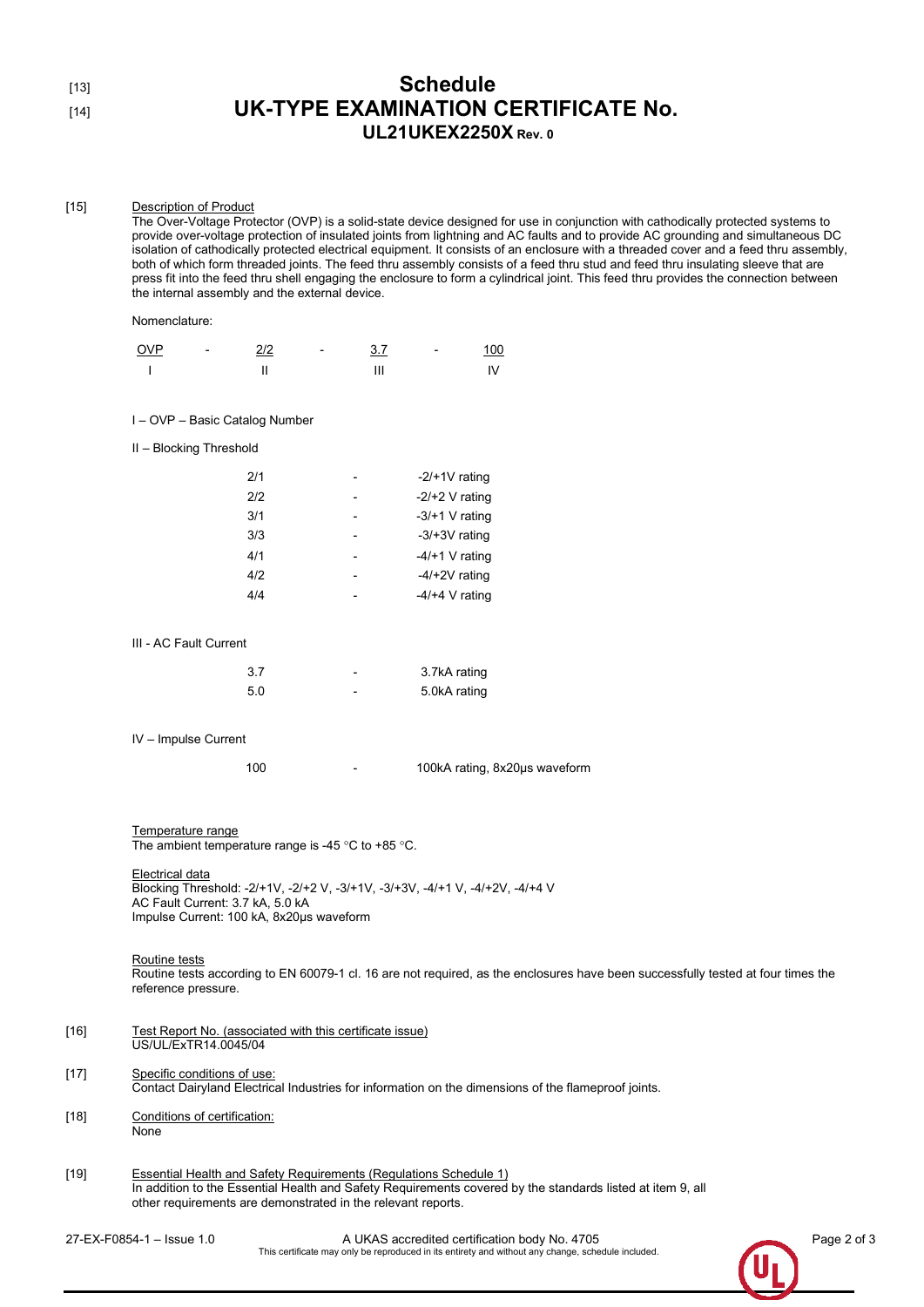[13]
[14]

# Schedule
# UK-TYPE EXAMINATION CERTIFICATE No.
## UL21UKEX2250X Rev. 0

[15] Description of Product

The Over-Voltage Protector (OVP) is a solid-state device designed for use in conjunction with cathodically protected systems to provide over-voltage protection of insulated joints from lightning and AC faults and to provide AC grounding and simultaneous DC isolation of cathodically protected electrical equipment. It consists of an enclosure with a threaded cover and a feed thru assembly, both of which form threaded joints. The feed thru assembly consists of a feed thru stud and feed thru insulating sleeve that are press fit into the feed thru shell engaging the enclosure to form a cylindrical joint. This feed thru provides the connection between the internal assembly and the external device.

Nomenclature:

| OVP | - | 2/2 | - | 3.7 | - | 100 |
|---|---|---|---|---|---|---|
| I | | II | | III | | IV |

I – OVP – Basic Catalog Number

II – Blocking Threshold

| | | |
|---|---|---|
| 2/1 | - | -2/+1V rating |
| 2/2 | - | -2/+2 V rating |
| 3/1 | - | -3/+1 V rating |
| 3/3 | - | -3/+3V rating |
| 4/1 | - | -4/+1 V rating |
| 4/2 | - | -4/+2V rating |
| 4/4 | - | -4/+4 V rating |

III - AC Fault Current

| | | |
|---|---|---|
| 3.7 | - | 3.7kA rating |
| 5.0 | - | 5.0kA rating |

IV – Impulse Current

| | | |
|---|---|---|
| 100 | - | 100kA rating, 8x20μs waveform |

Temperature range

The ambient temperature range is -45 °C to +85 °C.

Electrical data

Blocking Threshold: -2/+1V, -2/+2 V, -3/+1V, -3/+3V, -4/+1 V, -4/+2V, -4/+4 V
AC Fault Current: 3.7 kA, 5.0 kA
Impulse Current: 100 kA, 8x20μs waveform

Routine tests

Routine tests according to EN 60079-1 cl. 16 are not required, as the enclosures have been successfully tested at four times the reference pressure.

[16] Test Report No. (associated with this certificate issue)

US/UL/ExTR14.0045/04

[17] Specific conditions of use:

Contact Dairyland Electrical Industries for information on the dimensions of the flameproof joints.

[18] Conditions of certification:

None

[19] Essential Health and Safety Requirements (Regulations Schedule 1)

In addition to the Essential Health and Safety Requirements covered by the standards listed at item 9, all other requirements are demonstrated in the relevant reports.

27-EX-F0854-1 – Issue 1.0

A UKAS accredited certification body No. 4705

This certificate may only be reproduced in its entirety and without any change, schedule included.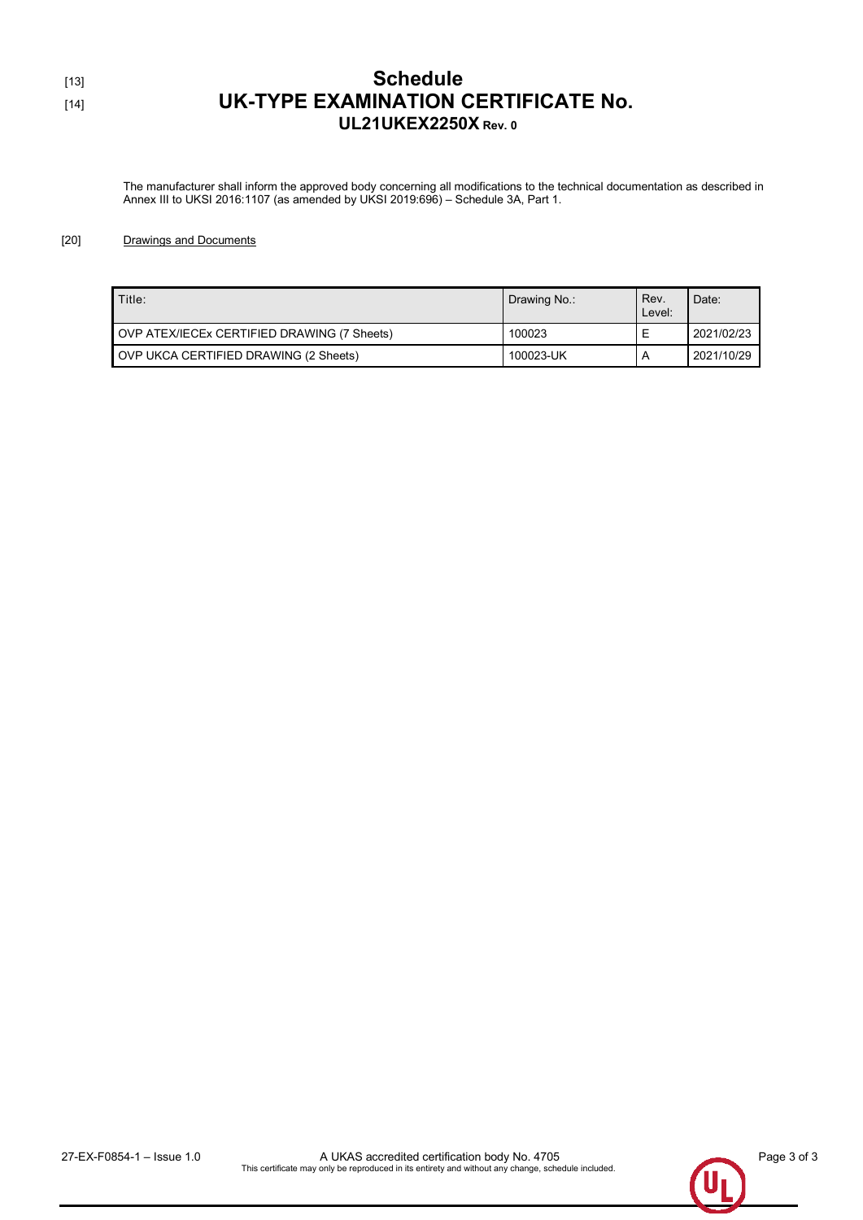[13]

# Schedule

[14]

# UK-TYPE EXAMINATION CERTIFICATE No.

## UL21UKEX2250X Rev. 0

The manufacturer shall inform the approved body concerning all modifications to the technical documentation as described in Annex III to UKSI 2016:1107 (as amended by UKSI 2019:696) – Schedule 3A, Part 1.

[20] Drawings and Documents

| Title: | Drawing No.: | Rev. Level: | Date: |
|---|---|---|---|
| OVP ATEX/IECEx CERTIFIED DRAWING (7 Sheets) | 100023 | E | 2021/02/23 |
| OVP UKCA CERTIFIED DRAWING (2 Sheets) | 100023-UK | A | 2021/10/29 |

27-EX-F0854-1 – Issue 1.0

A UKAS accredited certification body No. 4705

This certificate may only be reproduced in its entirety and without any change, schedule included.